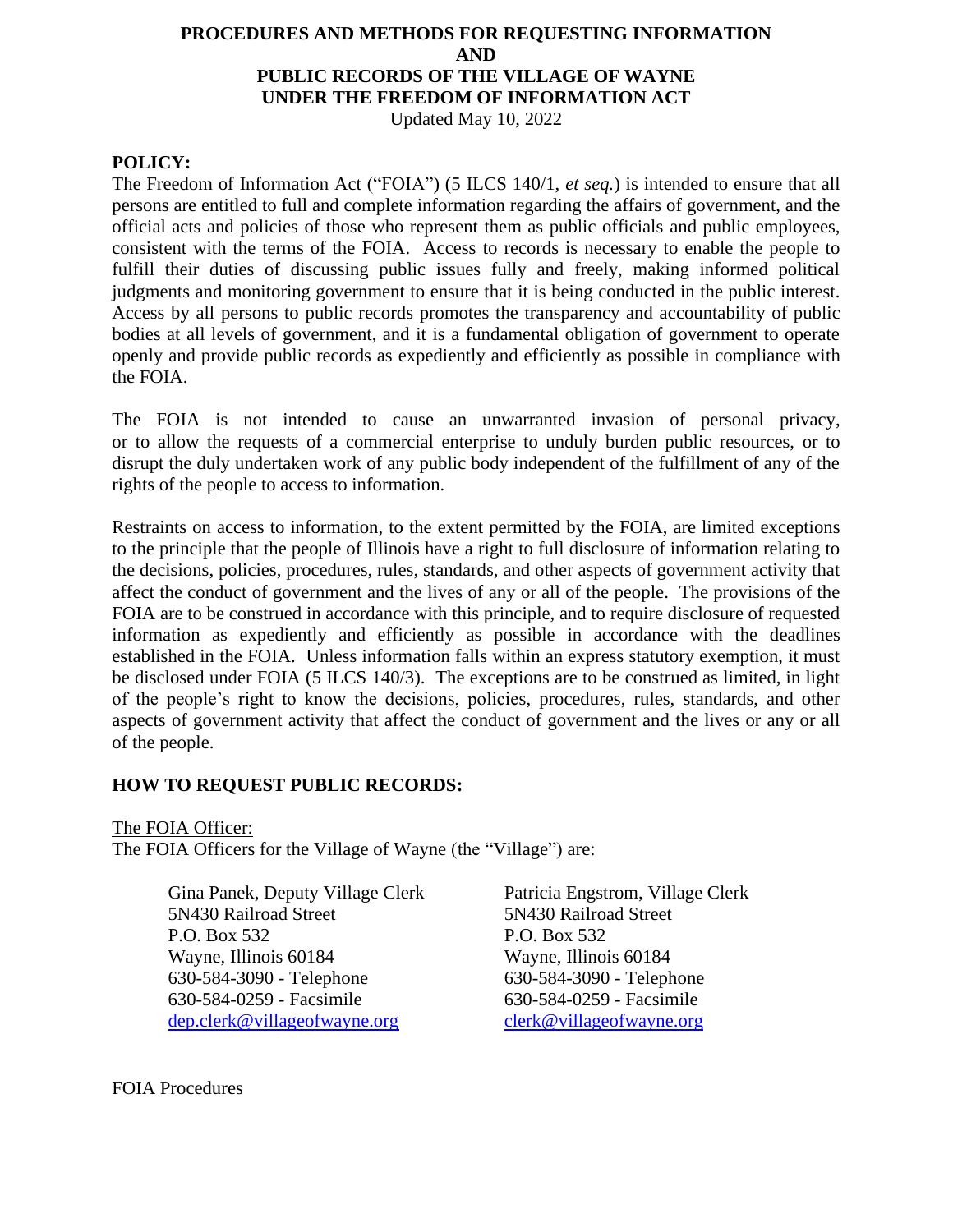# PROCEDURES AND METHODS FOR REQUESTING INFORMATION AND PUBLIC RECORDS OF THE VILLAGE OF WAYNE UNDER THE FREEDOM OF INFORMATION ACT

Updated May 10, 2022

## POLICY:

The Freedom of Information Act ("FOIA") (5 ILCS 140/1, *et seq.*) is intended to ensure that all persons are entitled to full and complete information regarding the affairs of government, and the official acts and policies of those who represent them as public officials and public employees, consistent with the terms of the FOIA. Access to records is necessary to enable the people to fulfill their duties of discussing public issues fully and freely, making informed political judgments and monitoring government to ensure that it is being conducted in the public interest. Access by all persons to public records promotes the transparency and accountability of public bodies at all levels of government, and it is a fundamental obligation of government to operate openly and provide public records as expediently and efficiently as possible in compliance with the FOIA.

The FOIA is not intended to cause an unwarranted invasion of personal privacy, or to allow the requests of a commercial enterprise to unduly burden public resources, or to disrupt the duly undertaken work of any public body independent of the fulfillment of any of the rights of the people to access to information.

Restraints on access to information, to the extent permitted by the FOIA, are limited exceptions to the principle that the people of Illinois have a right to full disclosure of information relating to the decisions, policies, procedures, rules, standards, and other aspects of government activity that affect the conduct of government and the lives of any or all of the people. The provisions of the FOIA are to be construed in accordance with this principle, and to require disclosure of requested information as expediently and efficiently as possible in accordance with the deadlines established in the FOIA. Unless information falls within an express statutory exemption, it must be disclosed under FOIA (5 ILCS 140/3). The exceptions are to be construed as limited, in light of the people's right to know the decisions, policies, procedures, rules, standards, and other aspects of government activity that affect the conduct of government and the lives or any or all of the people.

## HOW TO REQUEST PUBLIC RECORDS:

The FOIA Officer:

The FOIA Officers for the Village of Wayne (the "Village") are:

Gina Panek, Deputy Village Clerk
5N430 Railroad Street
P.O. Box 532
Wayne, Illinois 60184
630-584-3090 - Telephone
630-584-0259 - Facsimile
dep.clerk@villageofwayne.org

Patricia Engstrom, Village Clerk
5N430 Railroad Street
P.O. Box 532
Wayne, Illinois 60184
630-584-3090 - Telephone
630-584-0259 - Facsimile
clerk@villageofwayne.org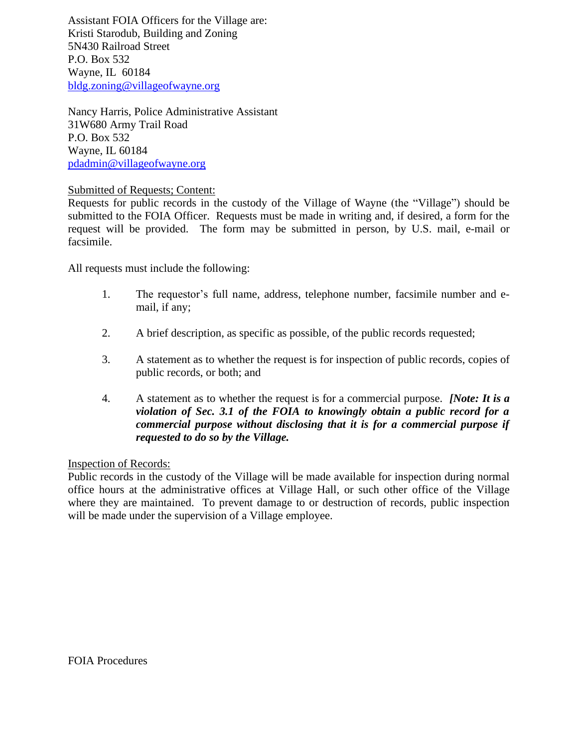Assistant FOIA Officers for the Village are:
Kristi Starodub, Building and Zoning
5N430 Railroad Street
P.O. Box 532
Wayne, IL 60184
bldg.zoning@villageofwayne.org

Nancy Harris, Police Administrative Assistant
31W680 Army Trail Road
P.O. Box 532
Wayne, IL 60184
pdadmin@villageofwayne.org

Submitted of Requests; Content:
Requests for public records in the custody of the Village of Wayne (the "Village") should be submitted to the FOIA Officer. Requests must be made in writing and, if desired, a form for the request will be provided. The form may be submitted in person, by U.S. mail, e-mail or facsimile.

All requests must include the following:

1. The requestor's full name, address, telephone number, facsimile number and e-mail, if any;

2. A brief description, as specific as possible, of the public records requested;

3. A statement as to whether the request is for inspection of public records, copies of public records, or both; and

4. A statement as to whether the request is for a commercial purpose. ***[Note: It is a violation of Sec. 3.1 of the FOIA to knowingly obtain a public record for a commercial purpose without disclosing that it is for a commercial purpose if requested to do so by the Village.***

Inspection of Records:
Public records in the custody of the Village will be made available for inspection during normal office hours at the administrative offices at Village Hall, or such other office of the Village where they are maintained. To prevent damage to or destruction of records, public inspection will be made under the supervision of a Village employee.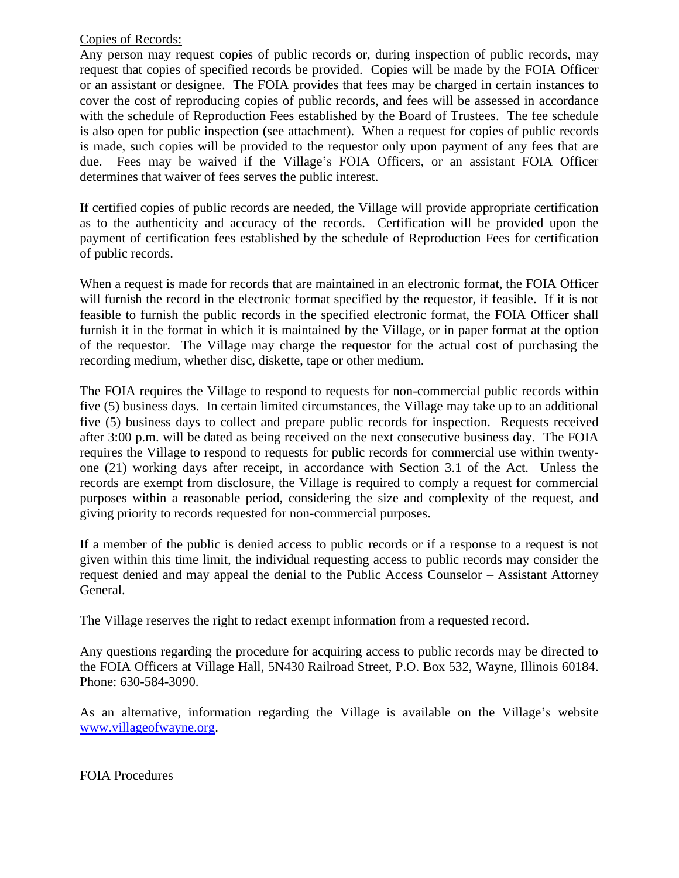Copies of Records:

Any person may request copies of public records or, during inspection of public records, may request that copies of specified records be provided. Copies will be made by the FOIA Officer or an assistant or designee. The FOIA provides that fees may be charged in certain instances to cover the cost of reproducing copies of public records, and fees will be assessed in accordance with the schedule of Reproduction Fees established by the Board of Trustees. The fee schedule is also open for public inspection (see attachment). When a request for copies of public records is made, such copies will be provided to the requestor only upon payment of any fees that are due. Fees may be waived if the Village's FOIA Officers, or an assistant FOIA Officer determines that waiver of fees serves the public interest.

If certified copies of public records are needed, the Village will provide appropriate certification as to the authenticity and accuracy of the records. Certification will be provided upon the payment of certification fees established by the schedule of Reproduction Fees for certification of public records.

When a request is made for records that are maintained in an electronic format, the FOIA Officer will furnish the record in the electronic format specified by the requestor, if feasible. If it is not feasible to furnish the public records in the specified electronic format, the FOIA Officer shall furnish it in the format in which it is maintained by the Village, or in paper format at the option of the requestor. The Village may charge the requestor for the actual cost of purchasing the recording medium, whether disc, diskette, tape or other medium.

The FOIA requires the Village to respond to requests for non-commercial public records within five (5) business days. In certain limited circumstances, the Village may take up to an additional five (5) business days to collect and prepare public records for inspection. Requests received after 3:00 p.m. will be dated as being received on the next consecutive business day. The FOIA requires the Village to respond to requests for public records for commercial use within twenty-one (21) working days after receipt, in accordance with Section 3.1 of the Act. Unless the records are exempt from disclosure, the Village is required to comply a request for commercial purposes within a reasonable period, considering the size and complexity of the request, and giving priority to records requested for non-commercial purposes.

If a member of the public is denied access to public records or if a response to a request is not given within this time limit, the individual requesting access to public records may consider the request denied and may appeal the denial to the Public Access Counselor – Assistant Attorney General.

The Village reserves the right to redact exempt information from a requested record.

Any questions regarding the procedure for acquiring access to public records may be directed to the FOIA Officers at Village Hall, 5N430 Railroad Street, P.O. Box 532, Wayne, Illinois 60184. Phone: 630-584-3090.

As an alternative, information regarding the Village is available on the Village's website www.villageofwayne.org.

FOIA Procedures